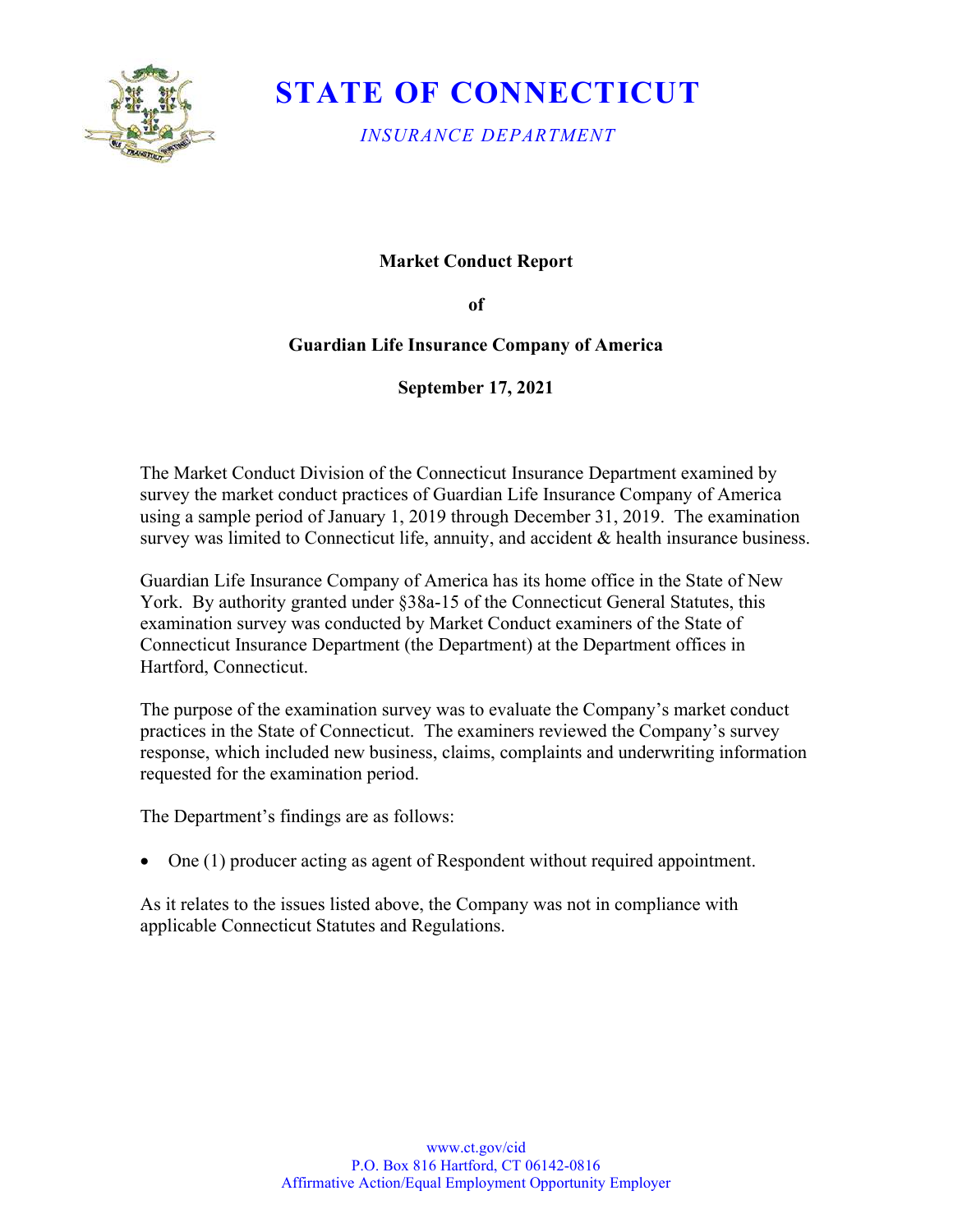# STATE OF CONNECTICUT

*INSURANCE DEPARTMENT*

**Market Conduct Report**

**of**

**Guardian Life Insurance Company of America**

**September 17, 2021**

The Market Conduct Division of the Connecticut Insurance Department examined by survey the market conduct practices of Guardian Life Insurance Company of America using a sample period of January 1, 2019 through December 31, 2019. The examination survey was limited to Connecticut life, annuity, and accident & health insurance business.

Guardian Life Insurance Company of America has its home office in the State of New York. By authority granted under §38a-15 of the Connecticut General Statutes, this examination survey was conducted by Market Conduct examiners of the State of Connecticut Insurance Department (the Department) at the Department offices in Hartford, Connecticut.

The purpose of the examination survey was to evaluate the Company's market conduct practices in the State of Connecticut. The examiners reviewed the Company's survey response, which included new business, claims, complaints and underwriting information requested for the examination period.

The Department's findings are as follows:

- One (1) producer acting as agent of Respondent without required appointment.

As it relates to the issues listed above, the Company was not in compliance with applicable Connecticut Statutes and Regulations.

www.ct.gov/cid
P.O. Box 816 Hartford, CT 06142-0816
Affirmative Action/Equal Employment Opportunity Employer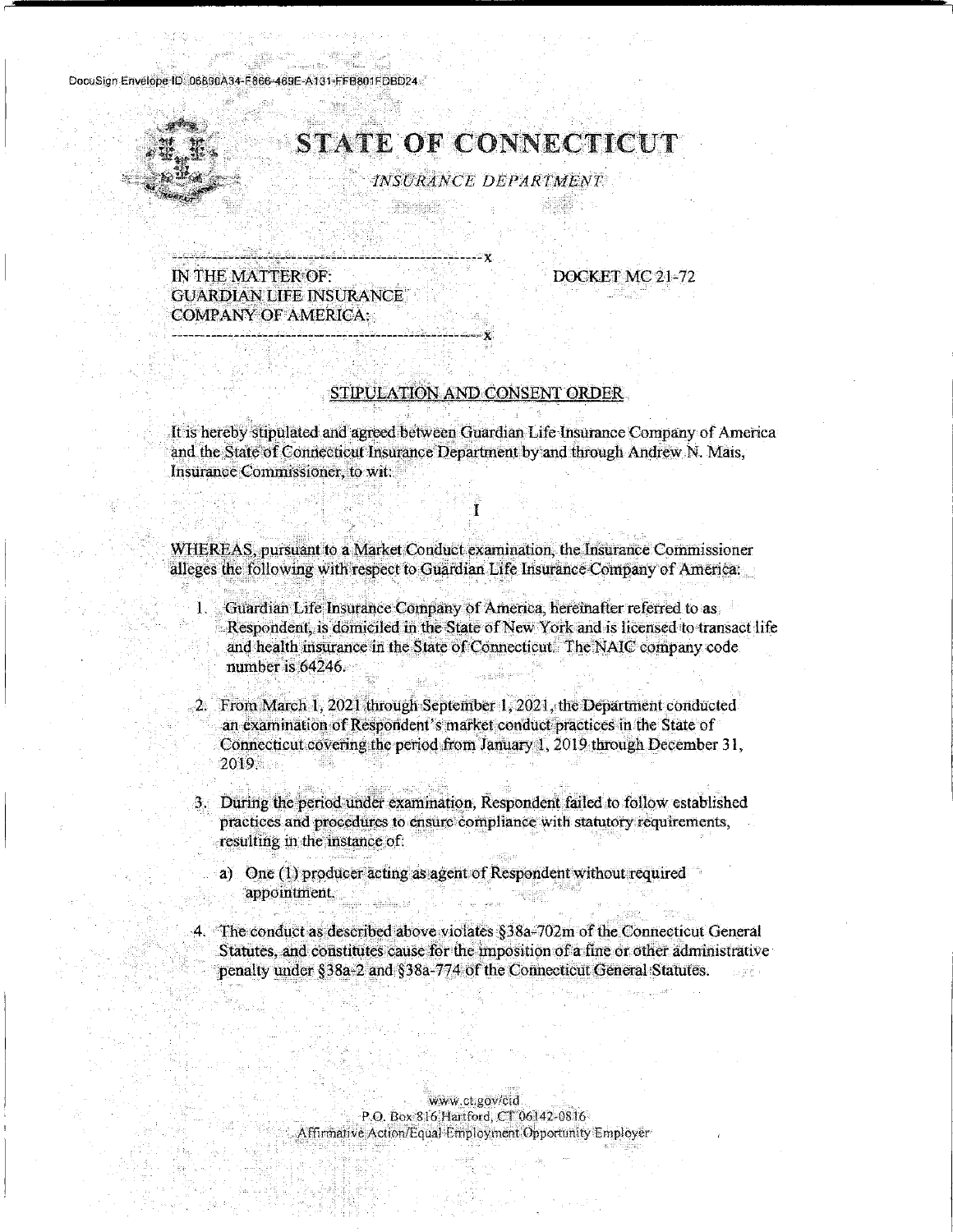# STATE OF CONNECTICUT

*INSURANCE DEPARTMENT*

---

IN THE MATTER OF:
GUARDIAN LIFE INSURANCE
COMPANY OF AMERICA:

DOCKET MC 21-72

---

## STIPULATION AND CONSENT ORDER

It is hereby stipulated and agreed between Guardian Life Insurance Company of America and the State of Connecticut Insurance Department by and through Andrew N. Mais, Insurance Commissioner, to wit:

I

WHEREAS, pursuant to a Market Conduct examination, the Insurance Commissioner alleges the following with respect to Guardian Life Insurance Company of America:

1. Guardian Life Insurance Company of America, hereinafter referred to as Respondent, is domiciled in the State of New York and is licensed to transact life and health insurance in the State of Connecticut. The NAIC company code number is 64246.

2. From March 1, 2021 through September 1, 2021, the Department conducted an examination of Respondent's market conduct practices in the State of Connecticut covering the period from January 1, 2019 through December 31, 2019.

3. During the period under examination, Respondent failed to follow established practices and procedures to ensure compliance with statutory requirements, resulting in the instance of:

   a) One (1) producer acting as agent of Respondent without required appointment.

4. The conduct as described above violates §38a-702m of the Connecticut General Statutes, and constitutes cause for the imposition of a fine or other administrative penalty under §38a-2 and §38a-774 of the Connecticut General Statutes.

www.ct.gov/cid
P.O. Box 816 Hartford, CT 06142-0816
Affirmative Action/Equal Employment Opportunity Employer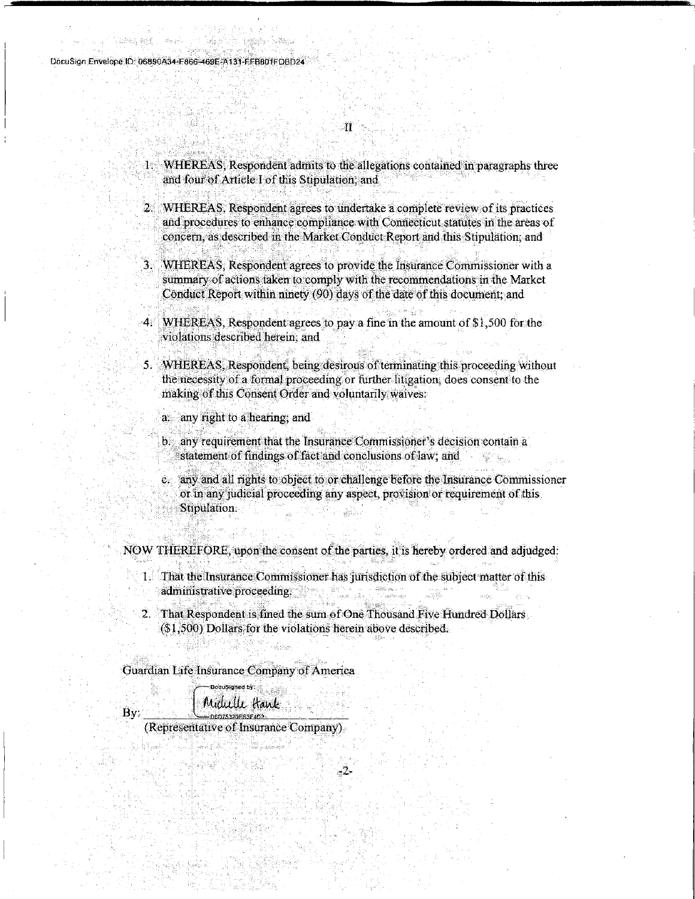DocuSign Envelope ID: 06890A34-F866-469E-A131-FFB801FDBD24

## II

1. WHEREAS, Respondent admits to the allegations contained in paragraphs three and four of Article I of this Stipulation; and

2. WHEREAS, Respondent agrees to undertake a complete review of its practices and procedures to enhance compliance with Connecticut statutes in the areas of concern, as described in the Market Conduct Report and this Stipulation; and

3. WHEREAS, Respondent agrees to provide the Insurance Commissioner with a summary of actions taken to comply with the recommendations in the Market Conduct Report within ninety (90) days of the date of this document; and

4. WHEREAS, Respondent agrees to pay a fine in the amount of $1,500 for the violations described herein; and

5. WHEREAS, Respondent, being desirous of terminating this proceeding without the necessity of a formal proceeding or further litigation, does consent to the making of this Consent Order and voluntarily waives:

   a. any right to a hearing; and

   b. any requirement that the Insurance Commissioner's decision contain a statement of findings of fact and conclusions of law; and

   c. any and all rights to object to or challenge before the Insurance Commissioner or in any judicial proceeding any aspect, provision or requirement of this Stipulation.

NOW THEREFORE, upon the consent of the parties, it is hereby ordered and adjudged:

1. That the Insurance Commissioner has jurisdiction of the subject matter of this administrative proceeding.

2. That Respondent is fined the sum of One Thousand Five Hundred Dollars ($1,500) Dollars for the violations herein above described.

Guardian Life Insurance Company of America

By: DocuSigned by: Michelle Hank
(Representative of Insurance Company)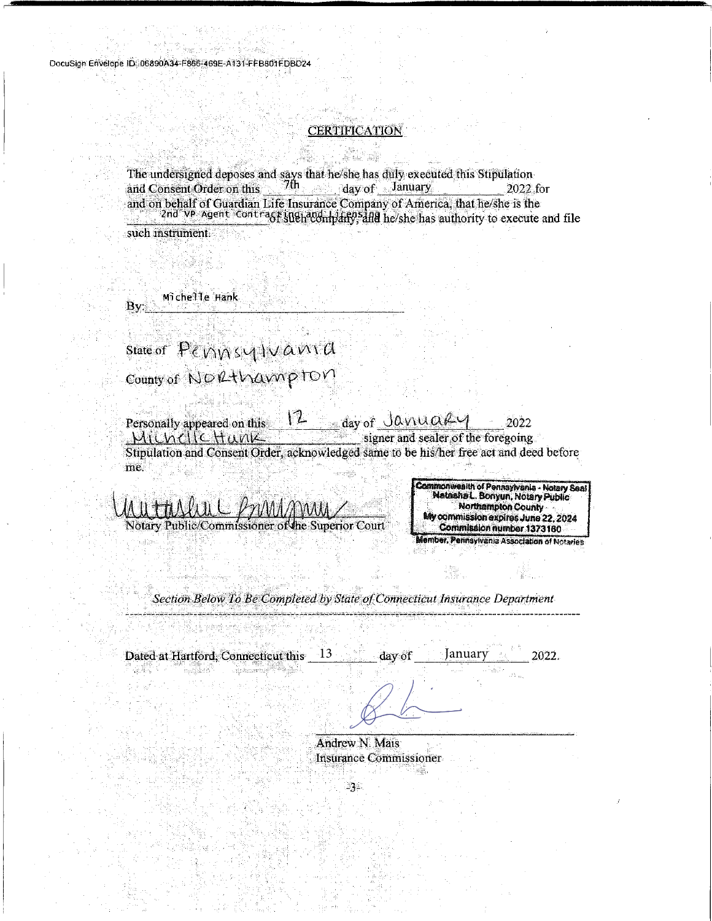DocuSign Envelope ID: 06890A34-F866-469E-A131-FFB801FDBD24

## CERTIFICATION

The undersigned deposes and says that he/she has duly executed this Stipulation and Consent Order on this 7th day of January 2022 for and on behalf of Guardian Life Insurance Company of America, that he/she is the 2nd VP Agent Contracting and Licensing of such company, and he/she has authority to execute and file such instrument.

By: Michelle Hank

State of Pennsylvania

County of Northampton

Personally appeared on this 12 day of January 2022 Michelle Hank signer and sealer of the foregoing Stipulation and Consent Order, acknowledged same to be his/her free act and deed before me.

Notary Public/Commissioner of the Superior Court

Commonwealth of Pennsylvania - Notary Seal
Natasha L. Bonyun, Notary Public
Northampton County
My commission expires June 22, 2024
Commission number 1373180
Member, Pennsylvania Association of Notaries

*Section Below To Be Completed by State of Connecticut Insurance Department*

---

Dated at Hartford, Connecticut this 13 day of January 2022.

Andrew N. Mais
Insurance Commissioner